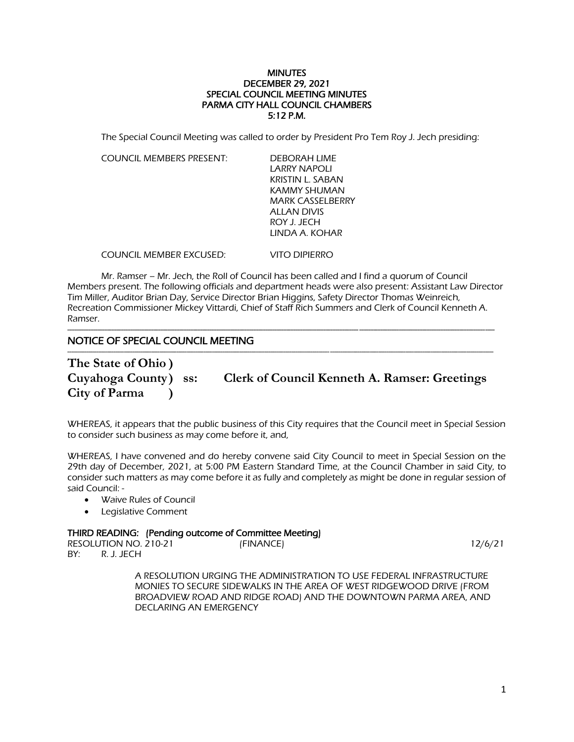**MINUTES**
**DECEMBER 29, 2021**
**SPECIAL COUNCIL MEETING MINUTES**
**PARMA CITY HALL COUNCIL CHAMBERS**
**5:12 P.M.**

The Special Council Meeting was called to order by President Pro Tem Roy J. Jech presiding:

COUNCIL MEMBERS PRESENT: DEBORAH LIME
LARRY NAPOLI
KRISTIN L. SABAN
KAMMY SHUMAN
MARK CASSELBERRY
ALLAN DIVIS
ROY J. JECH
LINDA A. KOHAR

COUNCIL MEMBER EXCUSED: VITO DIPIERRO

Mr. Ramser – Mr. Jech, the Roll of Council has been called and I find a quorum of Council Members present. The following officials and department heads were also present: Assistant Law Director Tim Miller, Auditor Brian Day, Service Director Brian Higgins, Safety Director Thomas Weinreich, Recreation Commissioner Mickey Vittardi, Chief of Staff Rich Summers and Clerk of Council Kenneth A. Ramser.

---

## NOTICE OF SPECIAL COUNCIL MEETING

---

**The State of Ohio )**
**Cuyahoga County ) ss: Clerk of Council Kenneth A. Ramser: Greetings**
**City of Parma )**

WHEREAS, it appears that the public business of this City requires that the Council meet in Special Session to consider such business as may come before it, and,

WHEREAS, I have convened and do hereby convene said City Council to meet in Special Session on the 29th day of December, 2021, at 5:00 PM Eastern Standard Time, at the Council Chamber in said City, to consider such matters as may come before it as fully and completely as might be done in regular session of said Council: -

- Waive Rules of Council
- Legislative Comment

**THIRD READING: (Pending outcome of Committee Meeting)**
RESOLUTION NO. 210-21 (FINANCE) 12/6/21
BY: R. J. JECH

A RESOLUTION URGING THE ADMINISTRATION TO USE FEDERAL INFRASTRUCTURE MONIES TO SECURE SIDEWALKS IN THE AREA OF WEST RIDGEWOOD DRIVE (FROM BROADVIEW ROAD AND RIDGE ROAD) AND THE DOWNTOWN PARMA AREA, AND DECLARING AN EMERGENCY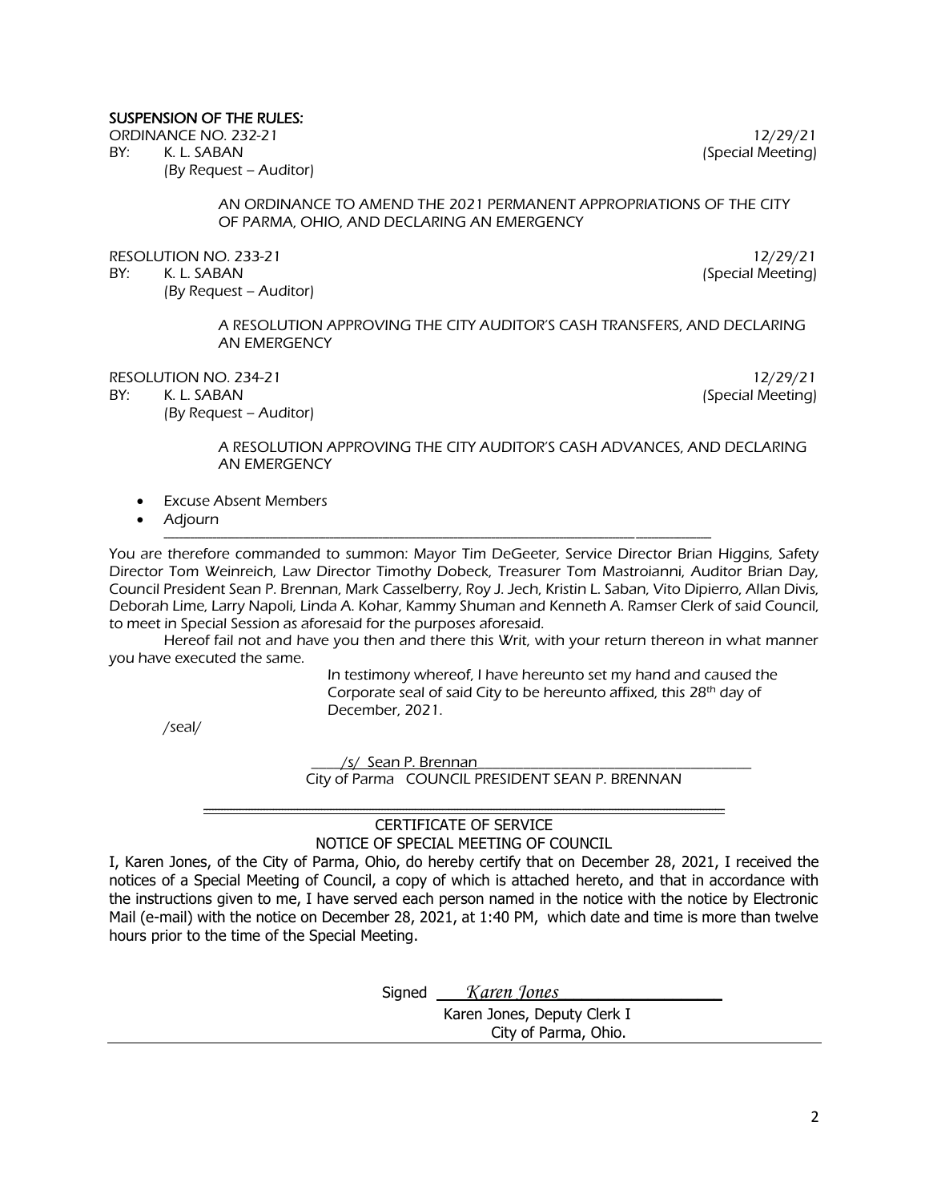**SUSPENSION OF THE RULES:**

ORDINANCE NO. 232-21 12/29/21
BY: K. L. SABAN (Special Meeting)
(By Request – Auditor)

AN ORDINANCE TO AMEND THE 2021 PERMANENT APPROPRIATIONS OF THE CITY OF PARMA, OHIO, AND DECLARING AN EMERGENCY

RESOLUTION NO. 233-21 12/29/21
BY: K. L. SABAN (Special Meeting)
(By Request – Auditor)

A RESOLUTION APPROVING THE CITY AUDITOR'S CASH TRANSFERS, AND DECLARING AN EMERGENCY

RESOLUTION NO. 234-21 12/29/21
BY: K. L. SABAN (Special Meeting)
(By Request – Auditor)

A RESOLUTION APPROVING THE CITY AUDITOR'S CASH ADVANCES, AND DECLARING AN EMERGENCY

- Excuse Absent Members
- Adjourn

---

You are therefore commanded to summon: Mayor Tim DeGeeter, Service Director Brian Higgins, Safety Director Tom Weinreich, Law Director Timothy Dobeck, Treasurer Tom Mastroianni, Auditor Brian Day, Council President Sean P. Brennan, Mark Casselberry, Roy J. Jech, Kristin L. Saban, Vito Dipierro, Allan Divis, Deborah Lime, Larry Napoli, Linda A. Kohar, Kammy Shuman and Kenneth A. Ramser Clerk of said Council, to meet in Special Session as aforesaid for the purposes aforesaid.

Hereof fail not and have you then and there this Writ, with your return thereon in what manner you have executed the same.

In testimony whereof, I have hereunto set my hand and caused the Corporate seal of said City to be hereunto affixed, this 28th day of December, 2021.

/seal/

/s/ Sean P. Brennan
City of Parma COUNCIL PRESIDENT SEAN P. BRENNAN

---

CERTIFICATE OF SERVICE
NOTICE OF SPECIAL MEETING OF COUNCIL

I, Karen Jones, of the City of Parma, Ohio, do hereby certify that on December 28, 2021, I received the notices of a Special Meeting of Council, a copy of which is attached hereto, and that in accordance with the instructions given to me, I have served each person named in the notice with the notice by Electronic Mail (e-mail) with the notice on December 28, 2021, at 1:40 PM, which date and time is more than twelve hours prior to the time of the Special Meeting.

Signed *Karen Jones*
Karen Jones, Deputy Clerk I
City of Parma, Ohio.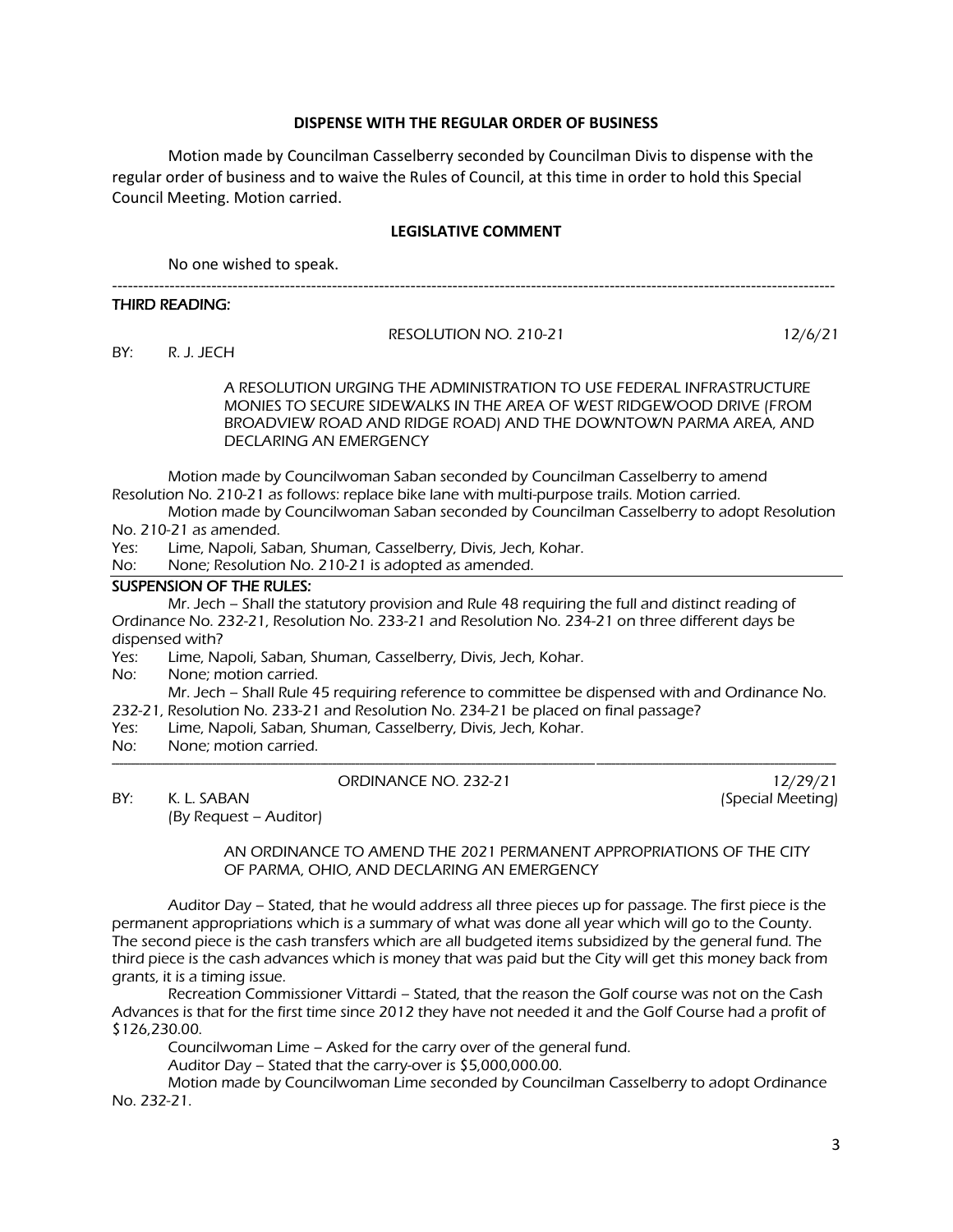**DISPENSE WITH THE REGULAR ORDER OF BUSINESS**

Motion made by Councilman Casselberry seconded by Councilman Divis to dispense with the regular order of business and to waive the Rules of Council, at this time in order to hold this Special Council Meeting. Motion carried.

**LEGISLATIVE COMMENT**

No one wished to speak.

---

**THIRD READING:**

*RESOLUTION NO. 210-21* *12/6/21*

*BY: R. J. JECH*

*A RESOLUTION URGING THE ADMINISTRATION TO USE FEDERAL INFRASTRUCTURE MONIES TO SECURE SIDEWALKS IN THE AREA OF WEST RIDGEWOOD DRIVE (FROM BROADVIEW ROAD AND RIDGE ROAD) AND THE DOWNTOWN PARMA AREA, AND DECLARING AN EMERGENCY*

*Motion made by Councilwoman Saban seconded by Councilman Casselberry to amend Resolution No. 210-21 as follows: replace bike lane with multi-purpose trails. Motion carried.*

*Motion made by Councilwoman Saban seconded by Councilman Casselberry to adopt Resolution No. 210-21 as amended.*

*Yes: Lime, Napoli, Saban, Shuman, Casselberry, Divis, Jech, Kohar.*
*No: None; Resolution No. 210-21 is adopted as amended.*

**SUSPENSION OF THE RULES:**

*Mr. Jech – Shall the statutory provision and Rule 48 requiring the full and distinct reading of Ordinance No. 232-21, Resolution No. 233-21 and Resolution No. 234-21 on three different days be dispensed with?*

*Yes: Lime, Napoli, Saban, Shuman, Casselberry, Divis, Jech, Kohar.*
*No: None; motion carried.*

*Mr. Jech – Shall Rule 45 requiring reference to committee be dispensed with and Ordinance No. 232-21, Resolution No. 233-21 and Resolution No. 234-21 be placed on final passage?*

*Yes: Lime, Napoli, Saban, Shuman, Casselberry, Divis, Jech, Kohar.*
*No: None; motion carried.*

---

*ORDINANCE NO. 232-21* *12/29/21 (Special Meeting)*

*BY: K. L. SABAN*
*(By Request – Auditor)*

*AN ORDINANCE TO AMEND THE 2021 PERMANENT APPROPRIATIONS OF THE CITY OF PARMA, OHIO, AND DECLARING AN EMERGENCY*

*Auditor Day – Stated, that he would address all three pieces up for passage. The first piece is the permanent appropriations which is a summary of what was done all year which will go to the County. The second piece is the cash transfers which are all budgeted items subsidized by the general fund. The third piece is the cash advances which is money that was paid but the City will get this money back from grants, it is a timing issue.*

*Recreation Commissioner Vittardi – Stated, that the reason the Golf course was not on the Cash Advances is that for the first time since 2012 they have not needed it and the Golf Course had a profit of $126,230.00.*

*Councilwoman Lime – Asked for the carry over of the general fund.*

*Auditor Day – Stated that the carry-over is $5,000,000.00.*

*Motion made by Councilwoman Lime seconded by Councilman Casselberry to adopt Ordinance No. 232-21.*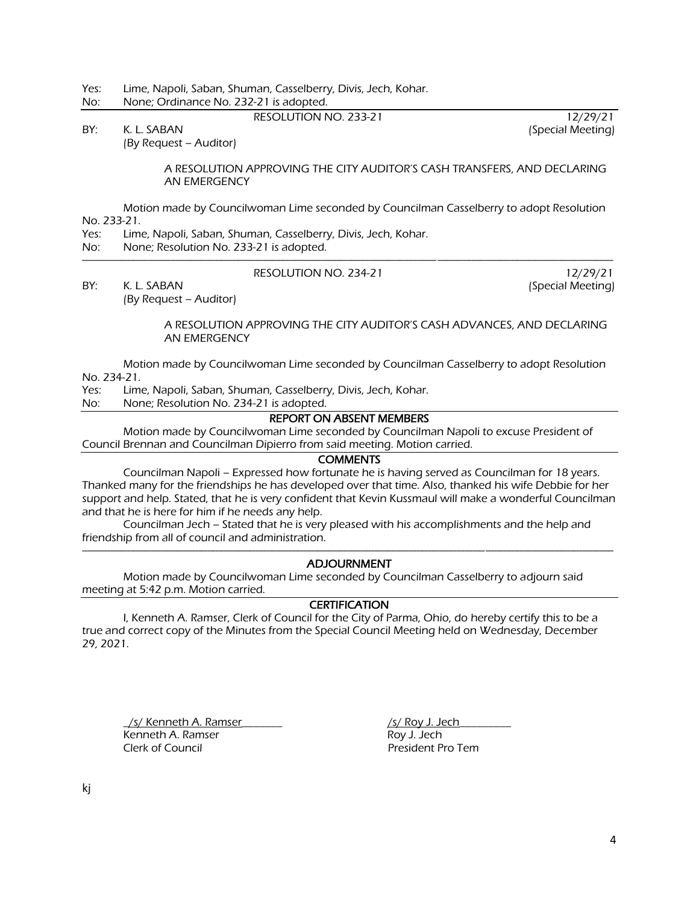Yes: Lime, Napoli, Saban, Shuman, Casselberry, Divis, Jech, Kohar.
No: None; Ordinance No. 232-21 is adopted.

RESOLUTION NO. 233-21 — 12/29/21 (Special Meeting)

BY: K. L. SABAN
(By Request – Auditor)

A RESOLUTION APPROVING THE CITY AUDITOR'S CASH TRANSFERS, AND DECLARING AN EMERGENCY

Motion made by Councilwoman Lime seconded by Councilman Casselberry to adopt Resolution No. 233-21.

Yes: Lime, Napoli, Saban, Shuman, Casselberry, Divis, Jech, Kohar.
No: None; Resolution No. 233-21 is adopted.

---

RESOLUTION NO. 234-21 — 12/29/21 (Special Meeting)

BY: K. L. SABAN
(By Request – Auditor)

A RESOLUTION APPROVING THE CITY AUDITOR'S CASH ADVANCES, AND DECLARING AN EMERGENCY

Motion made by Councilwoman Lime seconded by Councilman Casselberry to adopt Resolution No. 234-21.

Yes: Lime, Napoli, Saban, Shuman, Casselberry, Divis, Jech, Kohar.
No: None; Resolution No. 234-21 is adopted.

## REPORT ON ABSENT MEMBERS

Motion made by Councilwoman Lime seconded by Councilman Napoli to excuse President of Council Brennan and Councilman Dipierro from said meeting. Motion carried.

## COMMENTS

Councilman Napoli – Expressed how fortunate he is having served as Councilman for 18 years. Thanked many for the friendships he has developed over that time. Also, thanked his wife Debbie for her support and help. Stated, that he is very confident that Kevin Kussmaul will make a wonderful Councilman and that he is here for him if he needs any help.

Councilman Jech – Stated that he is very pleased with his accomplishments and the help and friendship from all of council and administration.

---

## ADJOURNMENT

Motion made by Councilwoman Lime seconded by Councilman Casselberry to adjourn said meeting at 5:42 p.m. Motion carried.

## CERTIFICATION

I, Kenneth A. Ramser, Clerk of Council for the City of Parma, Ohio, do hereby certify this to be a true and correct copy of the Minutes from the Special Council Meeting held on Wednesday, December 29, 2021.

/s/ Kenneth A. Ramser
Kenneth A. Ramser
Clerk of Council

/s/ Roy J. Jech
Roy J. Jech
President Pro Tem

kj